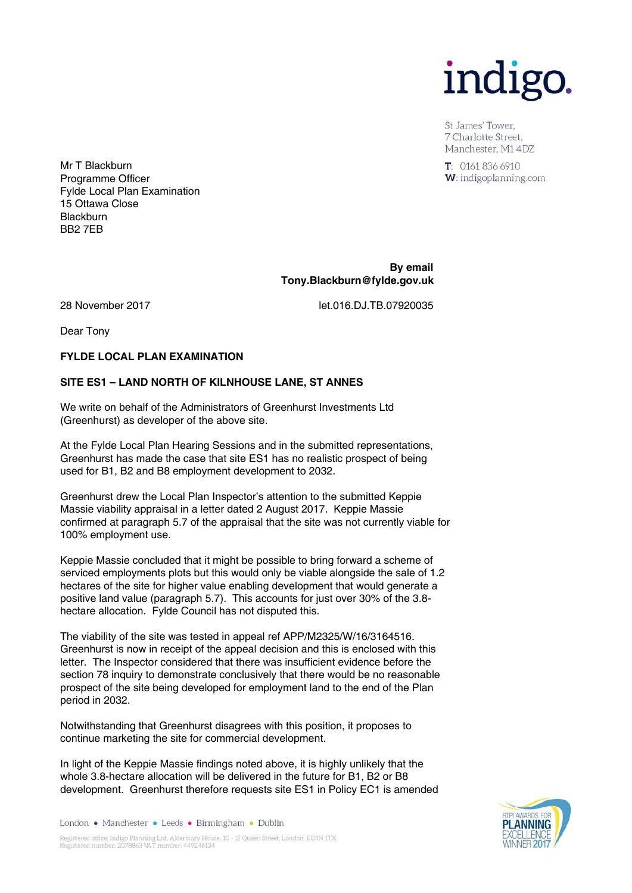indigo.

St James' Tower,
7 Charlotte Street,
Manchester, M1 4DZ

T: 0161 836 6910
W: indigoplanning.com

Mr T Blackburn
Programme Officer
Fylde Local Plan Examination
15 Ottawa Close
Blackburn
BB2 7EB

**By email**
**Tony.Blackburn@fylde.gov.uk**

28 November 2017

let.016.DJ.TB.07920035

Dear Tony

**FYLDE LOCAL PLAN EXAMINATION**

**SITE ES1 – LAND NORTH OF KILNHOUSE LANE, ST ANNES**

We write on behalf of the Administrators of Greenhurst Investments Ltd (Greenhurst) as developer of the above site.

At the Fylde Local Plan Hearing Sessions and in the submitted representations, Greenhurst has made the case that site ES1 has no realistic prospect of being used for B1, B2 and B8 employment development to 2032.

Greenhurst drew the Local Plan Inspector's attention to the submitted Keppie Massie viability appraisal in a letter dated 2 August 2017. Keppie Massie confirmed at paragraph 5.7 of the appraisal that the site was not currently viable for 100% employment use.

Keppie Massie concluded that it might be possible to bring forward a scheme of serviced employments plots but this would only be viable alongside the sale of 1.2 hectares of the site for higher value enabling development that would generate a positive land value (paragraph 5.7). This accounts for just over 30% of the 3.8-hectare allocation. Fylde Council has not disputed this.

The viability of the site was tested in appeal ref APP/M2325/W/16/3164516. Greenhurst is now in receipt of the appeal decision and this is enclosed with this letter. The Inspector considered that there was insufficient evidence before the section 78 inquiry to demonstrate conclusively that there would be no reasonable prospect of the site being developed for employment land to the end of the Plan period in 2032.

Notwithstanding that Greenhurst disagrees with this position, it proposes to continue marketing the site for commercial development.

In light of the Keppie Massie findings noted above, it is highly unlikely that the whole 3.8-hectare allocation will be delivered in the future for B1, B2 or B8 development. Greenhurst therefore requests site ES1 in Policy EC1 is amended

London • Manchester • Leeds • Birmingham • Dublin

Registered office: Indigo Planning Ltd, Aldermary House, 10 - 15 Queen Street, London, EC4N 1TX
Registered number: 2078863 VAT number: 449246134

RTPI AWARDS FOR PLANNING EXCELLENCE WINNER 2017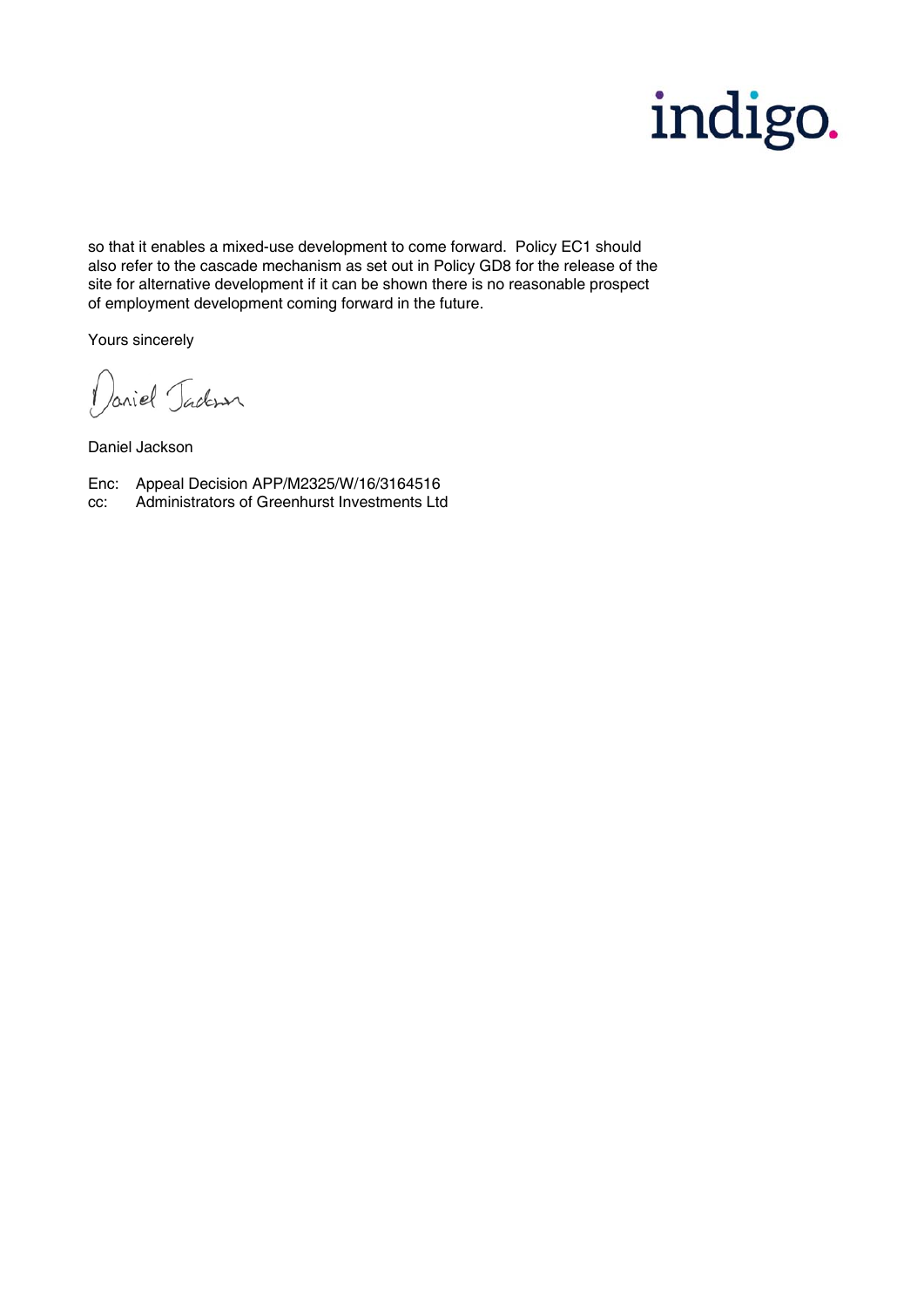so that it enables a mixed-use development to come forward. Policy EC1 should also refer to the cascade mechanism as set out in Policy GD8 for the release of the site for alternative development if it can be shown there is no reasonable prospect of employment development coming forward in the future.

Yours sincerely

Daniel Jackson

Daniel Jackson

Enc: Appeal Decision APP/M2325/W/16/3164516
cc: Administrators of Greenhurst Investments Ltd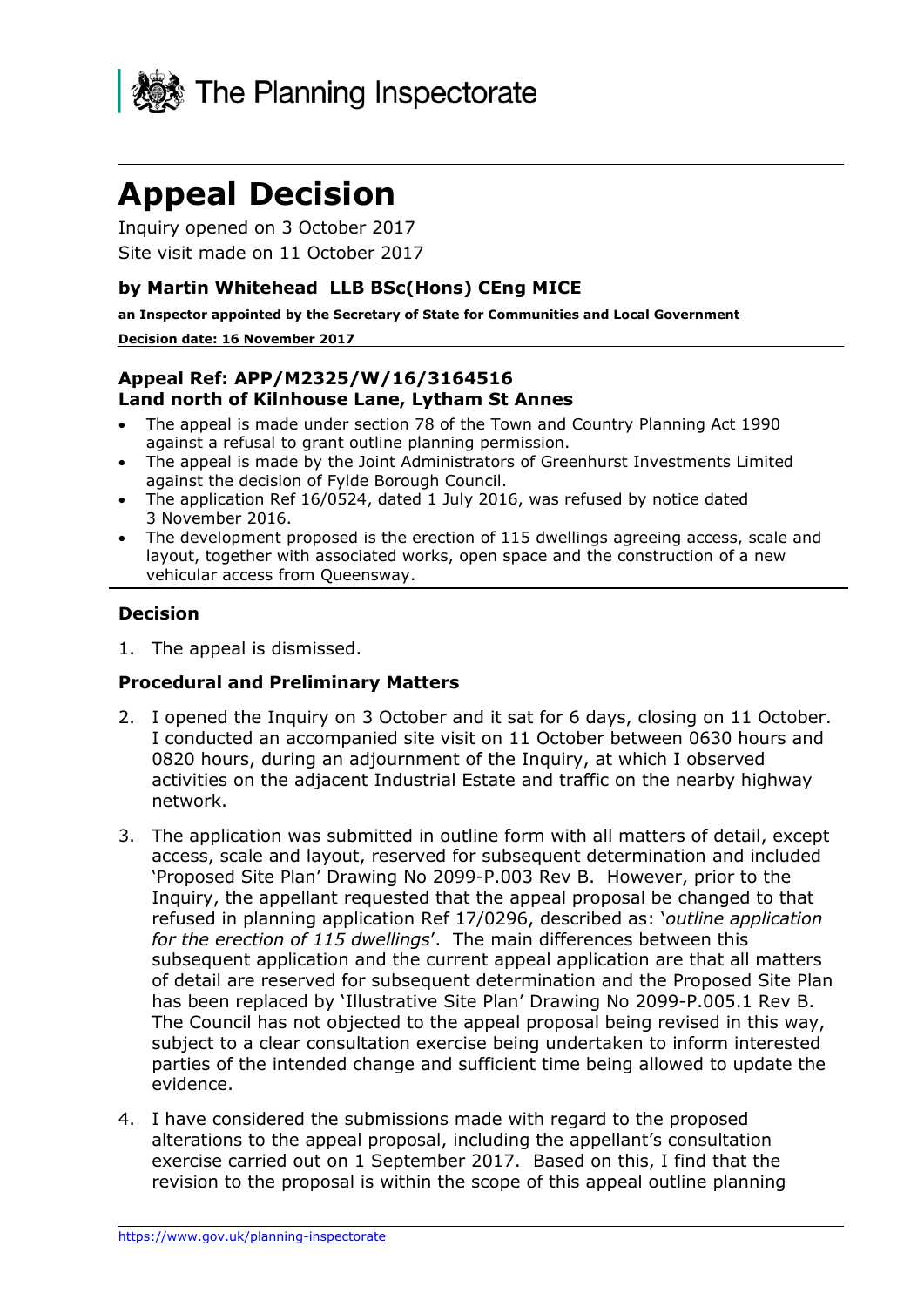# Appeal Decision

Inquiry opened on 3 October 2017

Site visit made on 11 October 2017

### by Martin Whitehead LLB BSc(Hons) CEng MICE

**an Inspector appointed by the Secretary of State for Communities and Local Government**

**Decision date: 16 November 2017**

### Appeal Ref: APP/M2325/W/16/3164516
### Land north of Kilnhouse Lane, Lytham St Annes

- The appeal is made under section 78 of the Town and Country Planning Act 1990 against a refusal to grant outline planning permission.
- The appeal is made by the Joint Administrators of Greenhurst Investments Limited against the decision of Fylde Borough Council.
- The application Ref 16/0524, dated 1 July 2016, was refused by notice dated 3 November 2016.
- The development proposed is the erection of 115 dwellings agreeing access, scale and layout, together with associated works, open space and the construction of a new vehicular access from Queensway.

### Decision

1. The appeal is dismissed.

### Procedural and Preliminary Matters

2. I opened the Inquiry on 3 October and it sat for 6 days, closing on 11 October. I conducted an accompanied site visit on 11 October between 0630 hours and 0820 hours, during an adjournment of the Inquiry, at which I observed activities on the adjacent Industrial Estate and traffic on the nearby highway network.

3. The application was submitted in outline form with all matters of detail, except access, scale and layout, reserved for subsequent determination and included 'Proposed Site Plan' Drawing No 2099-P.003 Rev B. However, prior to the Inquiry, the appellant requested that the appeal proposal be changed to that refused in planning application Ref 17/0296, described as: '*outline application for the erection of 115 dwellings*'. The main differences between this subsequent application and the current appeal application are that all matters of detail are reserved for subsequent determination and the Proposed Site Plan has been replaced by 'Illustrative Site Plan' Drawing No 2099-P.005.1 Rev B. The Council has not objected to the appeal proposal being revised in this way, subject to a clear consultation exercise being undertaken to inform interested parties of the intended change and sufficient time being allowed to update the evidence.

4. I have considered the submissions made with regard to the proposed alterations to the appeal proposal, including the appellant's consultation exercise carried out on 1 September 2017. Based on this, I find that the revision to the proposal is within the scope of this appeal outline planning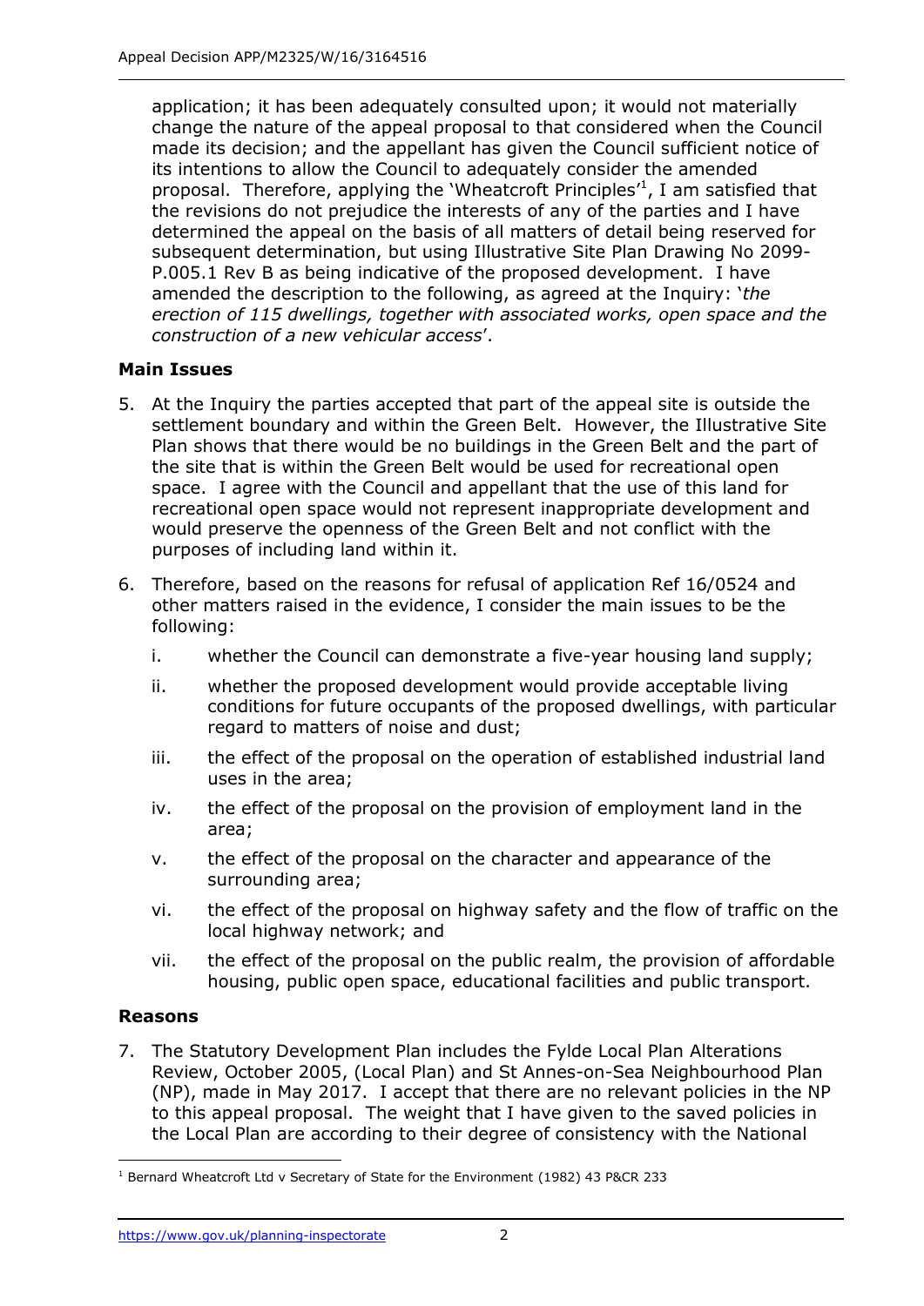application; it has been adequately consulted upon; it would not materially change the nature of the appeal proposal to that considered when the Council made its decision; and the appellant has given the Council sufficient notice of its intentions to allow the Council to adequately consider the amended proposal. Therefore, applying the 'Wheatcroft Principles'[1], I am satisfied that the revisions do not prejudice the interests of any of the parties and I have determined the appeal on the basis of all matters of detail being reserved for subsequent determination, but using Illustrative Site Plan Drawing No 2099-P.005.1 Rev B as being indicative of the proposed development. I have amended the description to the following, as agreed at the Inquiry: '*the erection of 115 dwellings, together with associated works, open space and the construction of a new vehicular access*'.

### Main Issues

5. At the Inquiry the parties accepted that part of the appeal site is outside the settlement boundary and within the Green Belt. However, the Illustrative Site Plan shows that there would be no buildings in the Green Belt and the part of the site that is within the Green Belt would be used for recreational open space. I agree with the Council and appellant that the use of this land for recreational open space would not represent inappropriate development and would preserve the openness of the Green Belt and not conflict with the purposes of including land within it.

6. Therefore, based on the reasons for refusal of application Ref 16/0524 and other matters raised in the evidence, I consider the main issues to be the following:

   i. whether the Council can demonstrate a five-year housing land supply;

   ii. whether the proposed development would provide acceptable living conditions for future occupants of the proposed dwellings, with particular regard to matters of noise and dust;

   iii. the effect of the proposal on the operation of established industrial land uses in the area;

   iv. the effect of the proposal on the provision of employment land in the area;

   v. the effect of the proposal on the character and appearance of the surrounding area;

   vi. the effect of the proposal on highway safety and the flow of traffic on the local highway network; and

   vii. the effect of the proposal on the public realm, the provision of affordable housing, public open space, educational facilities and public transport.

### Reasons

7. The Statutory Development Plan includes the Fylde Local Plan Alterations Review, October 2005, (Local Plan) and St Annes-on-Sea Neighbourhood Plan (NP), made in May 2017. I accept that there are no relevant policies in the NP to this appeal proposal. The weight that I have given to the saved policies in the Local Plan are according to their degree of consistency with the National

[1] Bernard Wheatcroft Ltd v Secretary of State for the Environment (1982) 43 P&CR 233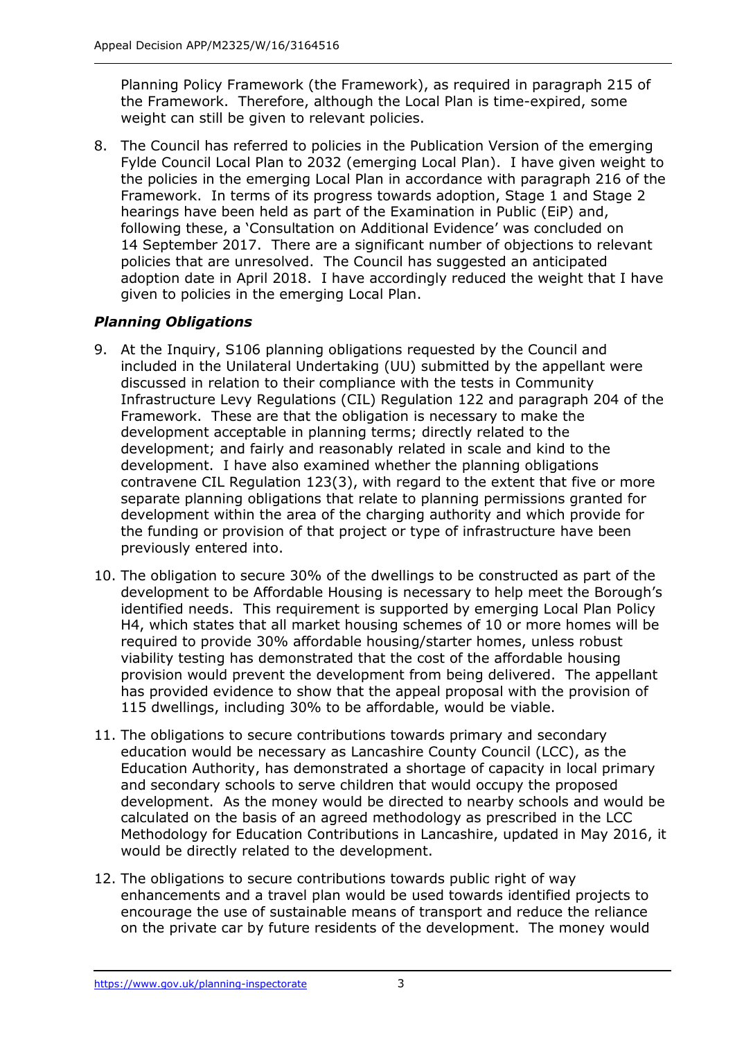Planning Policy Framework (the Framework), as required in paragraph 215 of the Framework. Therefore, although the Local Plan is time-expired, some weight can still be given to relevant policies.

8. The Council has referred to policies in the Publication Version of the emerging Fylde Council Local Plan to 2032 (emerging Local Plan). I have given weight to the policies in the emerging Local Plan in accordance with paragraph 216 of the Framework. In terms of its progress towards adoption, Stage 1 and Stage 2 hearings have been held as part of the Examination in Public (EiP) and, following these, a 'Consultation on Additional Evidence' was concluded on 14 September 2017. There are a significant number of objections to relevant policies that are unresolved. The Council has suggested an anticipated adoption date in April 2018. I have accordingly reduced the weight that I have given to policies in the emerging Local Plan.

### *Planning Obligations*

9. At the Inquiry, S106 planning obligations requested by the Council and included in the Unilateral Undertaking (UU) submitted by the appellant were discussed in relation to their compliance with the tests in Community Infrastructure Levy Regulations (CIL) Regulation 122 and paragraph 204 of the Framework. These are that the obligation is necessary to make the development acceptable in planning terms; directly related to the development; and fairly and reasonably related in scale and kind to the development. I have also examined whether the planning obligations contravene CIL Regulation 123(3), with regard to the extent that five or more separate planning obligations that relate to planning permissions granted for development within the area of the charging authority and which provide for the funding or provision of that project or type of infrastructure have been previously entered into.

10. The obligation to secure 30% of the dwellings to be constructed as part of the development to be Affordable Housing is necessary to help meet the Borough's identified needs. This requirement is supported by emerging Local Plan Policy H4, which states that all market housing schemes of 10 or more homes will be required to provide 30% affordable housing/starter homes, unless robust viability testing has demonstrated that the cost of the affordable housing provision would prevent the development from being delivered. The appellant has provided evidence to show that the appeal proposal with the provision of 115 dwellings, including 30% to be affordable, would be viable.

11. The obligations to secure contributions towards primary and secondary education would be necessary as Lancashire County Council (LCC), as the Education Authority, has demonstrated a shortage of capacity in local primary and secondary schools to serve children that would occupy the proposed development. As the money would be directed to nearby schools and would be calculated on the basis of an agreed methodology as prescribed in the LCC Methodology for Education Contributions in Lancashire, updated in May 2016, it would be directly related to the development.

12. The obligations to secure contributions towards public right of way enhancements and a travel plan would be used towards identified projects to encourage the use of sustainable means of transport and reduce the reliance on the private car by future residents of the development. The money would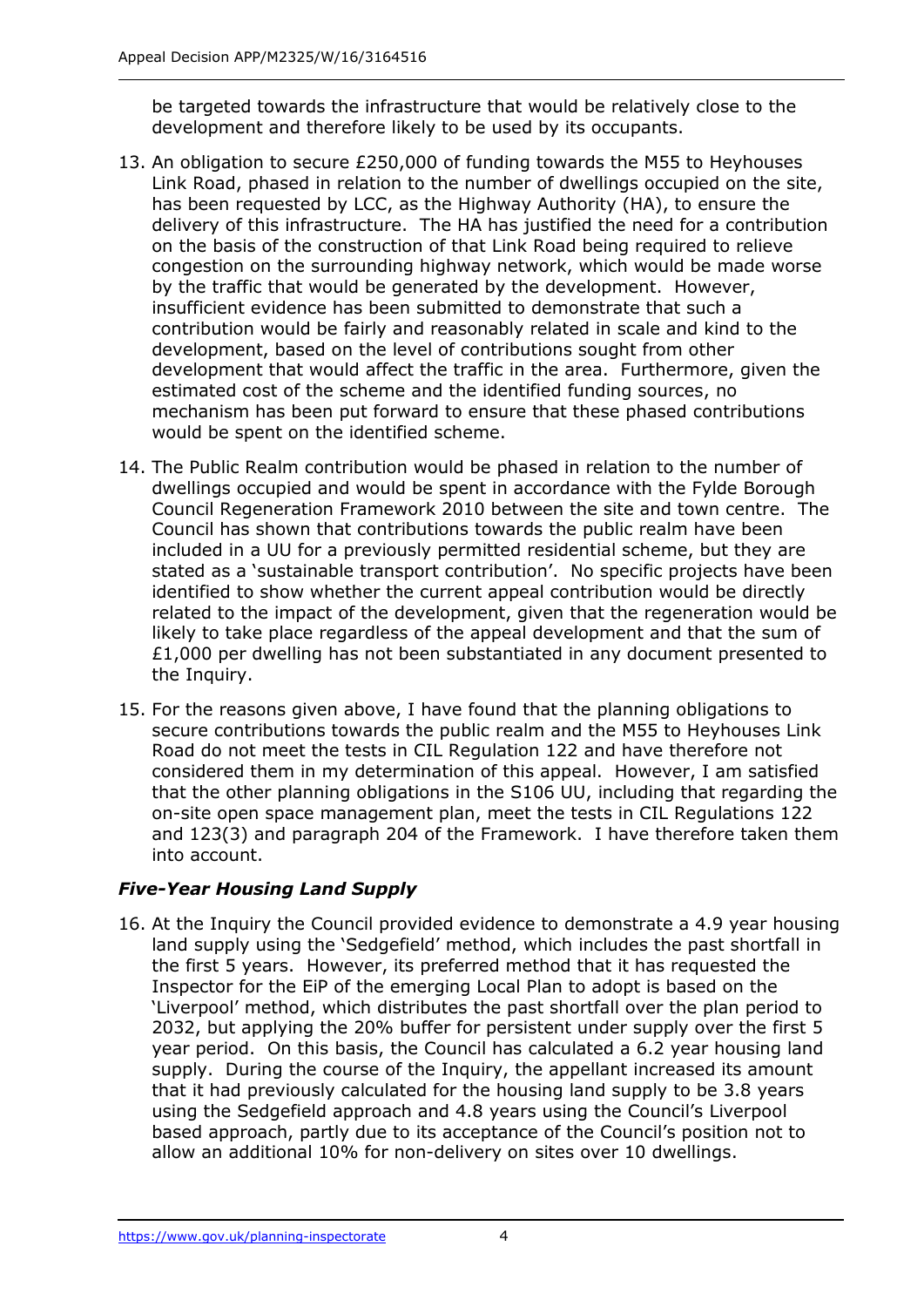be targeted towards the infrastructure that would be relatively close to the development and therefore likely to be used by its occupants.

13. An obligation to secure £250,000 of funding towards the M55 to Heyhouses Link Road, phased in relation to the number of dwellings occupied on the site, has been requested by LCC, as the Highway Authority (HA), to ensure the delivery of this infrastructure. The HA has justified the need for a contribution on the basis of the construction of that Link Road being required to relieve congestion on the surrounding highway network, which would be made worse by the traffic that would be generated by the development. However, insufficient evidence has been submitted to demonstrate that such a contribution would be fairly and reasonably related in scale and kind to the development, based on the level of contributions sought from other development that would affect the traffic in the area. Furthermore, given the estimated cost of the scheme and the identified funding sources, no mechanism has been put forward to ensure that these phased contributions would be spent on the identified scheme.

14. The Public Realm contribution would be phased in relation to the number of dwellings occupied and would be spent in accordance with the Fylde Borough Council Regeneration Framework 2010 between the site and town centre. The Council has shown that contributions towards the public realm have been included in a UU for a previously permitted residential scheme, but they are stated as a 'sustainable transport contribution'. No specific projects have been identified to show whether the current appeal contribution would be directly related to the impact of the development, given that the regeneration would be likely to take place regardless of the appeal development and that the sum of £1,000 per dwelling has not been substantiated in any document presented to the Inquiry.

15. For the reasons given above, I have found that the planning obligations to secure contributions towards the public realm and the M55 to Heyhouses Link Road do not meet the tests in CIL Regulation 122 and have therefore not considered them in my determination of this appeal. However, I am satisfied that the other planning obligations in the S106 UU, including that regarding the on-site open space management plan, meet the tests in CIL Regulations 122 and 123(3) and paragraph 204 of the Framework. I have therefore taken them into account.

### *Five-Year Housing Land Supply*

16. At the Inquiry the Council provided evidence to demonstrate a 4.9 year housing land supply using the 'Sedgefield' method, which includes the past shortfall in the first 5 years. However, its preferred method that it has requested the Inspector for the EiP of the emerging Local Plan to adopt is based on the 'Liverpool' method, which distributes the past shortfall over the plan period to 2032, but applying the 20% buffer for persistent under supply over the first 5 year period. On this basis, the Council has calculated a 6.2 year housing land supply. During the course of the Inquiry, the appellant increased its amount that it had previously calculated for the housing land supply to be 3.8 years using the Sedgefield approach and 4.8 years using the Council's Liverpool based approach, partly due to its acceptance of the Council's position not to allow an additional 10% for non-delivery on sites over 10 dwellings.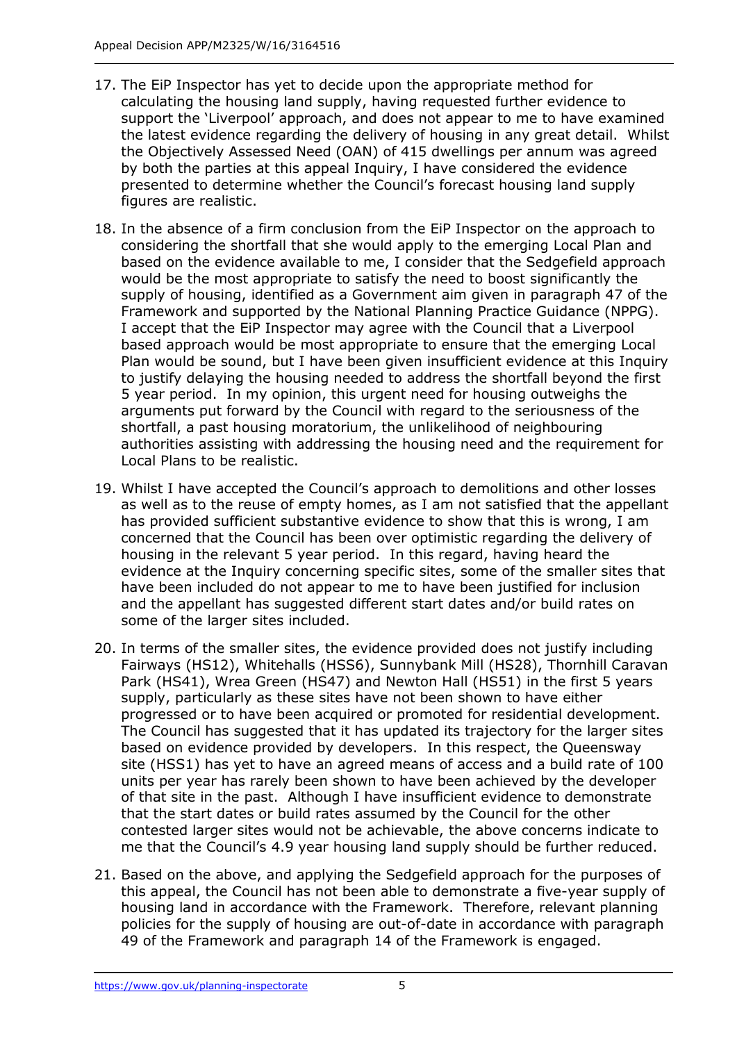17. The EiP Inspector has yet to decide upon the appropriate method for calculating the housing land supply, having requested further evidence to support the 'Liverpool' approach, and does not appear to me to have examined the latest evidence regarding the delivery of housing in any great detail. Whilst the Objectively Assessed Need (OAN) of 415 dwellings per annum was agreed by both the parties at this appeal Inquiry, I have considered the evidence presented to determine whether the Council's forecast housing land supply figures are realistic.

18. In the absence of a firm conclusion from the EiP Inspector on the approach to considering the shortfall that she would apply to the emerging Local Plan and based on the evidence available to me, I consider that the Sedgefield approach would be the most appropriate to satisfy the need to boost significantly the supply of housing, identified as a Government aim given in paragraph 47 of the Framework and supported by the National Planning Practice Guidance (NPPG). I accept that the EiP Inspector may agree with the Council that a Liverpool based approach would be most appropriate to ensure that the emerging Local Plan would be sound, but I have been given insufficient evidence at this Inquiry to justify delaying the housing needed to address the shortfall beyond the first 5 year period. In my opinion, this urgent need for housing outweighs the arguments put forward by the Council with regard to the seriousness of the shortfall, a past housing moratorium, the unlikelihood of neighbouring authorities assisting with addressing the housing need and the requirement for Local Plans to be realistic.

19. Whilst I have accepted the Council's approach to demolitions and other losses as well as to the reuse of empty homes, as I am not satisfied that the appellant has provided sufficient substantive evidence to show that this is wrong, I am concerned that the Council has been over optimistic regarding the delivery of housing in the relevant 5 year period. In this regard, having heard the evidence at the Inquiry concerning specific sites, some of the smaller sites that have been included do not appear to me to have been justified for inclusion and the appellant has suggested different start dates and/or build rates on some of the larger sites included.

20. In terms of the smaller sites, the evidence provided does not justify including Fairways (HS12), Whitehalls (HSS6), Sunnybank Mill (HS28), Thornhill Caravan Park (HS41), Wrea Green (HS47) and Newton Hall (HS51) in the first 5 years supply, particularly as these sites have not been shown to have either progressed or to have been acquired or promoted for residential development. The Council has suggested that it has updated its trajectory for the larger sites based on evidence provided by developers. In this respect, the Queensway site (HSS1) has yet to have an agreed means of access and a build rate of 100 units per year has rarely been shown to have been achieved by the developer of that site in the past. Although I have insufficient evidence to demonstrate that the start dates or build rates assumed by the Council for the other contested larger sites would not be achievable, the above concerns indicate to me that the Council's 4.9 year housing land supply should be further reduced.

21. Based on the above, and applying the Sedgefield approach for the purposes of this appeal, the Council has not been able to demonstrate a five-year supply of housing land in accordance with the Framework. Therefore, relevant planning policies for the supply of housing are out-of-date in accordance with paragraph 49 of the Framework and paragraph 14 of the Framework is engaged.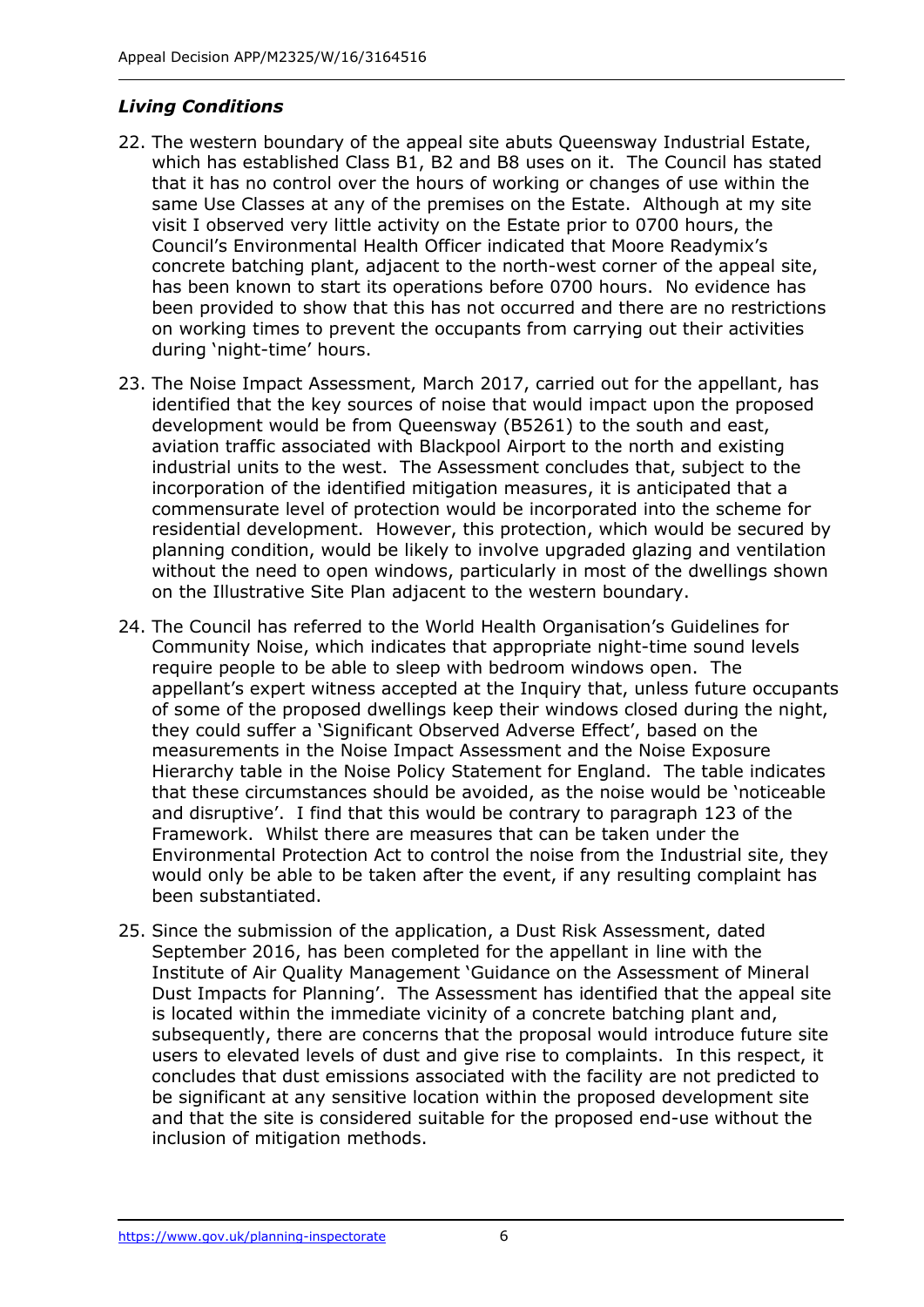### *Living Conditions*

22. The western boundary of the appeal site abuts Queensway Industrial Estate, which has established Class B1, B2 and B8 uses on it. The Council has stated that it has no control over the hours of working or changes of use within the same Use Classes at any of the premises on the Estate. Although at my site visit I observed very little activity on the Estate prior to 0700 hours, the Council's Environmental Health Officer indicated that Moore Readymix's concrete batching plant, adjacent to the north-west corner of the appeal site, has been known to start its operations before 0700 hours. No evidence has been provided to show that this has not occurred and there are no restrictions on working times to prevent the occupants from carrying out their activities during 'night-time' hours.

23. The Noise Impact Assessment, March 2017, carried out for the appellant, has identified that the key sources of noise that would impact upon the proposed development would be from Queensway (B5261) to the south and east, aviation traffic associated with Blackpool Airport to the north and existing industrial units to the west. The Assessment concludes that, subject to the incorporation of the identified mitigation measures, it is anticipated that a commensurate level of protection would be incorporated into the scheme for residential development. However, this protection, which would be secured by planning condition, would be likely to involve upgraded glazing and ventilation without the need to open windows, particularly in most of the dwellings shown on the Illustrative Site Plan adjacent to the western boundary.

24. The Council has referred to the World Health Organisation's Guidelines for Community Noise, which indicates that appropriate night-time sound levels require people to be able to sleep with bedroom windows open. The appellant's expert witness accepted at the Inquiry that, unless future occupants of some of the proposed dwellings keep their windows closed during the night, they could suffer a 'Significant Observed Adverse Effect', based on the measurements in the Noise Impact Assessment and the Noise Exposure Hierarchy table in the Noise Policy Statement for England. The table indicates that these circumstances should be avoided, as the noise would be 'noticeable and disruptive'. I find that this would be contrary to paragraph 123 of the Framework. Whilst there are measures that can be taken under the Environmental Protection Act to control the noise from the Industrial site, they would only be able to be taken after the event, if any resulting complaint has been substantiated.

25. Since the submission of the application, a Dust Risk Assessment, dated September 2016, has been completed for the appellant in line with the Institute of Air Quality Management 'Guidance on the Assessment of Mineral Dust Impacts for Planning'. The Assessment has identified that the appeal site is located within the immediate vicinity of a concrete batching plant and, subsequently, there are concerns that the proposal would introduce future site users to elevated levels of dust and give rise to complaints. In this respect, it concludes that dust emissions associated with the facility are not predicted to be significant at any sensitive location within the proposed development site and that the site is considered suitable for the proposed end-use without the inclusion of mitigation methods.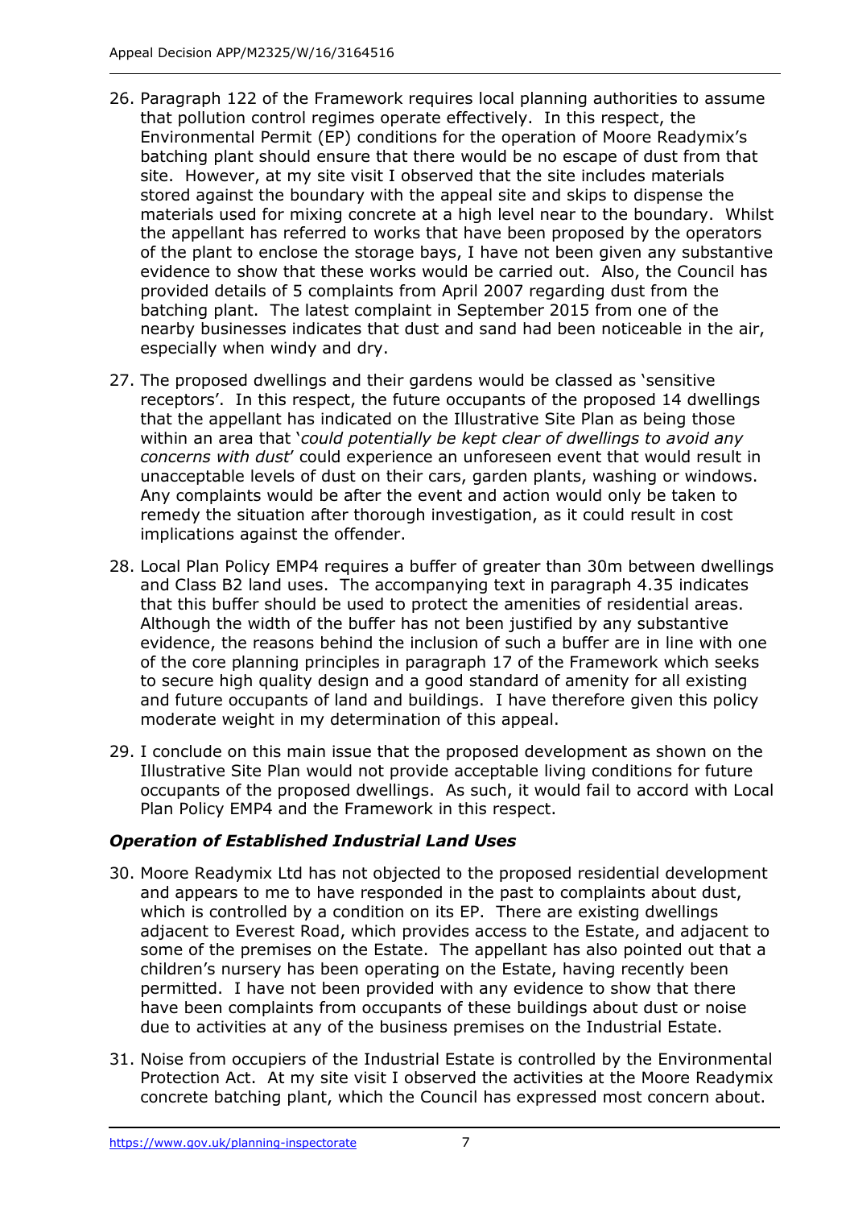26. Paragraph 122 of the Framework requires local planning authorities to assume that pollution control regimes operate effectively. In this respect, the Environmental Permit (EP) conditions for the operation of Moore Readymix's batching plant should ensure that there would be no escape of dust from that site. However, at my site visit I observed that the site includes materials stored against the boundary with the appeal site and skips to dispense the materials used for mixing concrete at a high level near to the boundary. Whilst the appellant has referred to works that have been proposed by the operators of the plant to enclose the storage bays, I have not been given any substantive evidence to show that these works would be carried out. Also, the Council has provided details of 5 complaints from April 2007 regarding dust from the batching plant. The latest complaint in September 2015 from one of the nearby businesses indicates that dust and sand had been noticeable in the air, especially when windy and dry.

27. The proposed dwellings and their gardens would be classed as 'sensitive receptors'. In this respect, the future occupants of the proposed 14 dwellings that the appellant has indicated on the Illustrative Site Plan as being those within an area that '*could potentially be kept clear of dwellings to avoid any concerns with dust*' could experience an unforeseen event that would result in unacceptable levels of dust on their cars, garden plants, washing or windows. Any complaints would be after the event and action would only be taken to remedy the situation after thorough investigation, as it could result in cost implications against the offender.

28. Local Plan Policy EMP4 requires a buffer of greater than 30m between dwellings and Class B2 land uses. The accompanying text in paragraph 4.35 indicates that this buffer should be used to protect the amenities of residential areas. Although the width of the buffer has not been justified by any substantive evidence, the reasons behind the inclusion of such a buffer are in line with one of the core planning principles in paragraph 17 of the Framework which seeks to secure high quality design and a good standard of amenity for all existing and future occupants of land and buildings. I have therefore given this policy moderate weight in my determination of this appeal.

29. I conclude on this main issue that the proposed development as shown on the Illustrative Site Plan would not provide acceptable living conditions for future occupants of the proposed dwellings. As such, it would fail to accord with Local Plan Policy EMP4 and the Framework in this respect.

### *Operation of Established Industrial Land Uses*

30. Moore Readymix Ltd has not objected to the proposed residential development and appears to me to have responded in the past to complaints about dust, which is controlled by a condition on its EP. There are existing dwellings adjacent to Everest Road, which provides access to the Estate, and adjacent to some of the premises on the Estate. The appellant has also pointed out that a children's nursery has been operating on the Estate, having recently been permitted. I have not been provided with any evidence to show that there have been complaints from occupants of these buildings about dust or noise due to activities at any of the business premises on the Industrial Estate.

31. Noise from occupiers of the Industrial Estate is controlled by the Environmental Protection Act. At my site visit I observed the activities at the Moore Readymix concrete batching plant, which the Council has expressed most concern about.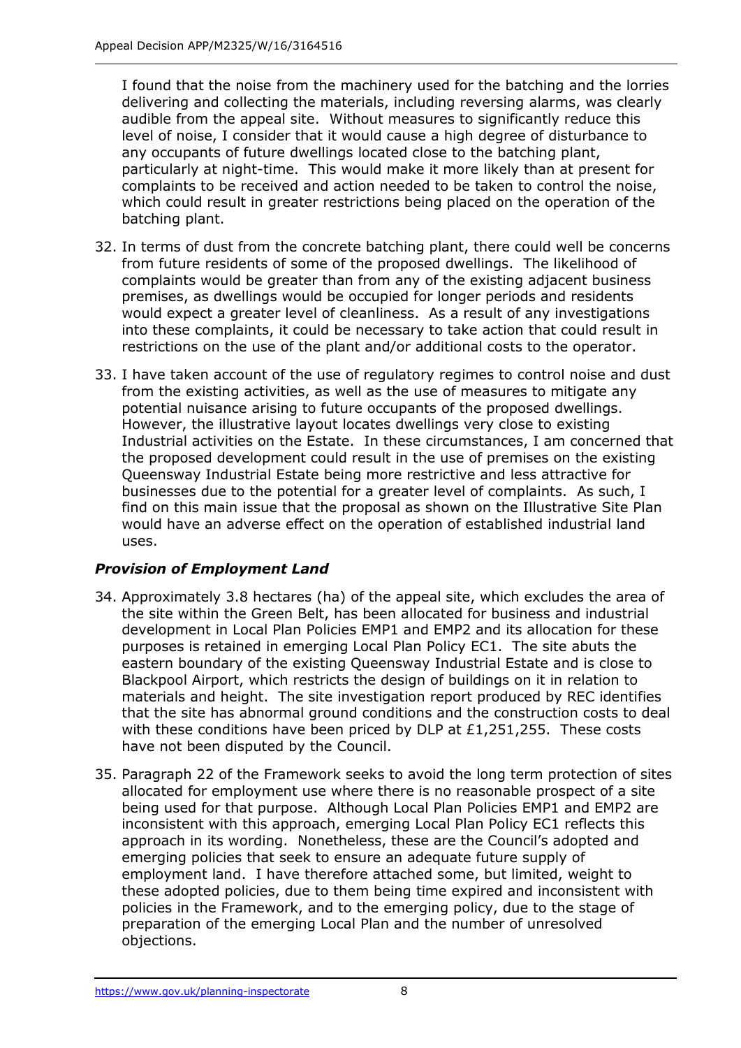I found that the noise from the machinery used for the batching and the lorries delivering and collecting the materials, including reversing alarms, was clearly audible from the appeal site. Without measures to significantly reduce this level of noise, I consider that it would cause a high degree of disturbance to any occupants of future dwellings located close to the batching plant, particularly at night-time. This would make it more likely than at present for complaints to be received and action needed to be taken to control the noise, which could result in greater restrictions being placed on the operation of the batching plant.

32. In terms of dust from the concrete batching plant, there could well be concerns from future residents of some of the proposed dwellings. The likelihood of complaints would be greater than from any of the existing adjacent business premises, as dwellings would be occupied for longer periods and residents would expect a greater level of cleanliness. As a result of any investigations into these complaints, it could be necessary to take action that could result in restrictions on the use of the plant and/or additional costs to the operator.

33. I have taken account of the use of regulatory regimes to control noise and dust from the existing activities, as well as the use of measures to mitigate any potential nuisance arising to future occupants of the proposed dwellings. However, the illustrative layout locates dwellings very close to existing Industrial activities on the Estate. In these circumstances, I am concerned that the proposed development could result in the use of premises on the existing Queensway Industrial Estate being more restrictive and less attractive for businesses due to the potential for a greater level of complaints. As such, I find on this main issue that the proposal as shown on the Illustrative Site Plan would have an adverse effect on the operation of established industrial land uses.

### *Provision of Employment Land*

34. Approximately 3.8 hectares (ha) of the appeal site, which excludes the area of the site within the Green Belt, has been allocated for business and industrial development in Local Plan Policies EMP1 and EMP2 and its allocation for these purposes is retained in emerging Local Plan Policy EC1. The site abuts the eastern boundary of the existing Queensway Industrial Estate and is close to Blackpool Airport, which restricts the design of buildings on it in relation to materials and height. The site investigation report produced by REC identifies that the site has abnormal ground conditions and the construction costs to deal with these conditions have been priced by DLP at £1,251,255. These costs have not been disputed by the Council.

35. Paragraph 22 of the Framework seeks to avoid the long term protection of sites allocated for employment use where there is no reasonable prospect of a site being used for that purpose. Although Local Plan Policies EMP1 and EMP2 are inconsistent with this approach, emerging Local Plan Policy EC1 reflects this approach in its wording. Nonetheless, these are the Council's adopted and emerging policies that seek to ensure an adequate future supply of employment land. I have therefore attached some, but limited, weight to these adopted policies, due to them being time expired and inconsistent with policies in the Framework, and to the emerging policy, due to the stage of preparation of the emerging Local Plan and the number of unresolved objections.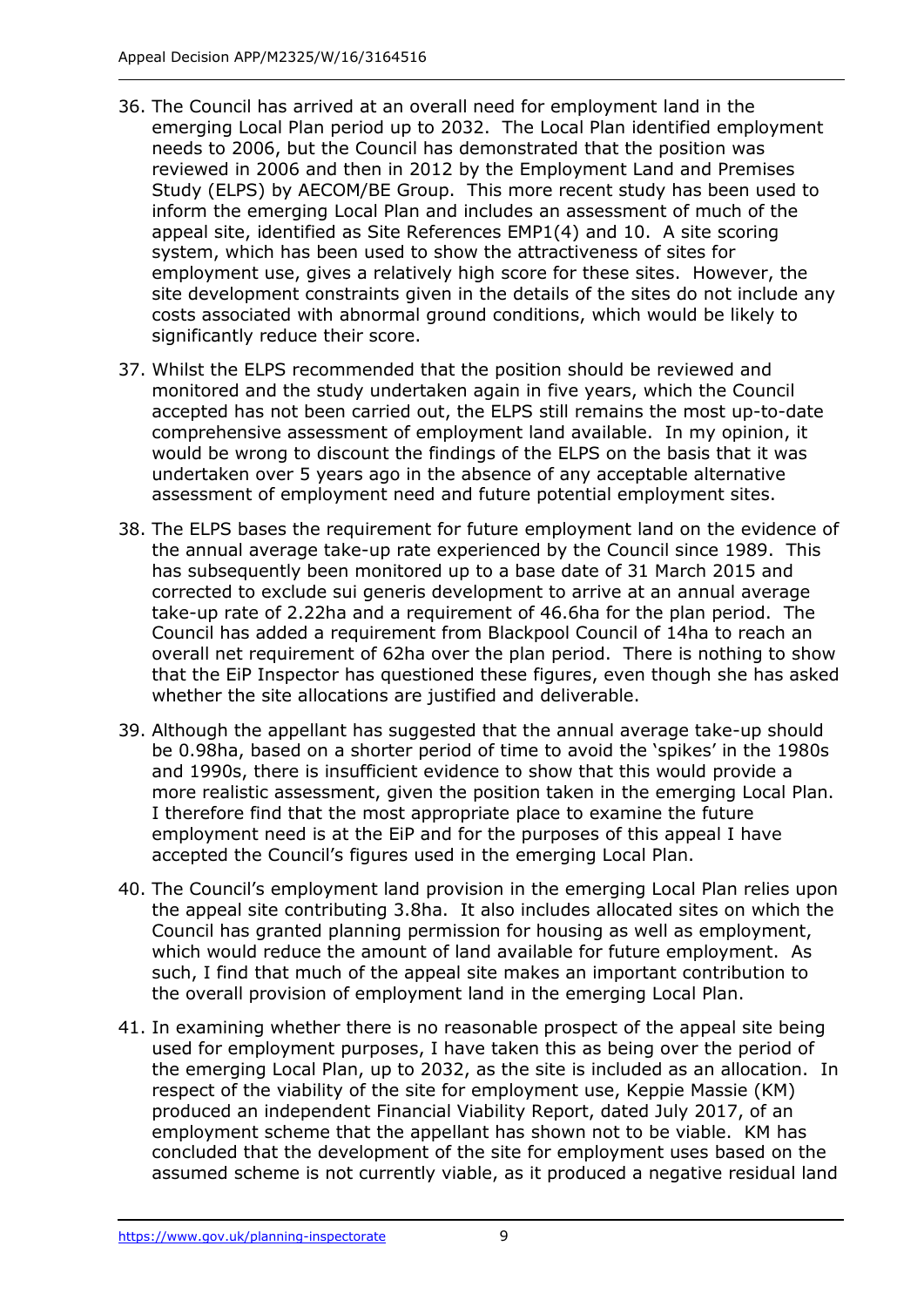36. The Council has arrived at an overall need for employment land in the emerging Local Plan period up to 2032. The Local Plan identified employment needs to 2006, but the Council has demonstrated that the position was reviewed in 2006 and then in 2012 by the Employment Land and Premises Study (ELPS) by AECOM/BE Group. This more recent study has been used to inform the emerging Local Plan and includes an assessment of much of the appeal site, identified as Site References EMP1(4) and 10. A site scoring system, which has been used to show the attractiveness of sites for employment use, gives a relatively high score for these sites. However, the site development constraints given in the details of the sites do not include any costs associated with abnormal ground conditions, which would be likely to significantly reduce their score.

37. Whilst the ELPS recommended that the position should be reviewed and monitored and the study undertaken again in five years, which the Council accepted has not been carried out, the ELPS still remains the most up-to-date comprehensive assessment of employment land available. In my opinion, it would be wrong to discount the findings of the ELPS on the basis that it was undertaken over 5 years ago in the absence of any acceptable alternative assessment of employment need and future potential employment sites.

38. The ELPS bases the requirement for future employment land on the evidence of the annual average take-up rate experienced by the Council since 1989. This has subsequently been monitored up to a base date of 31 March 2015 and corrected to exclude sui generis development to arrive at an annual average take-up rate of 2.22ha and a requirement of 46.6ha for the plan period. The Council has added a requirement from Blackpool Council of 14ha to reach an overall net requirement of 62ha over the plan period. There is nothing to show that the EiP Inspector has questioned these figures, even though she has asked whether the site allocations are justified and deliverable.

39. Although the appellant has suggested that the annual average take-up should be 0.98ha, based on a shorter period of time to avoid the 'spikes' in the 1980s and 1990s, there is insufficient evidence to show that this would provide a more realistic assessment, given the position taken in the emerging Local Plan. I therefore find that the most appropriate place to examine the future employment need is at the EiP and for the purposes of this appeal I have accepted the Council's figures used in the emerging Local Plan.

40. The Council's employment land provision in the emerging Local Plan relies upon the appeal site contributing 3.8ha. It also includes allocated sites on which the Council has granted planning permission for housing as well as employment, which would reduce the amount of land available for future employment. As such, I find that much of the appeal site makes an important contribution to the overall provision of employment land in the emerging Local Plan.

41. In examining whether there is no reasonable prospect of the appeal site being used for employment purposes, I have taken this as being over the period of the emerging Local Plan, up to 2032, as the site is included as an allocation. In respect of the viability of the site for employment use, Keppie Massie (KM) produced an independent Financial Viability Report, dated July 2017, of an employment scheme that the appellant has shown not to be viable. KM has concluded that the development of the site for employment uses based on the assumed scheme is not currently viable, as it produced a negative residual land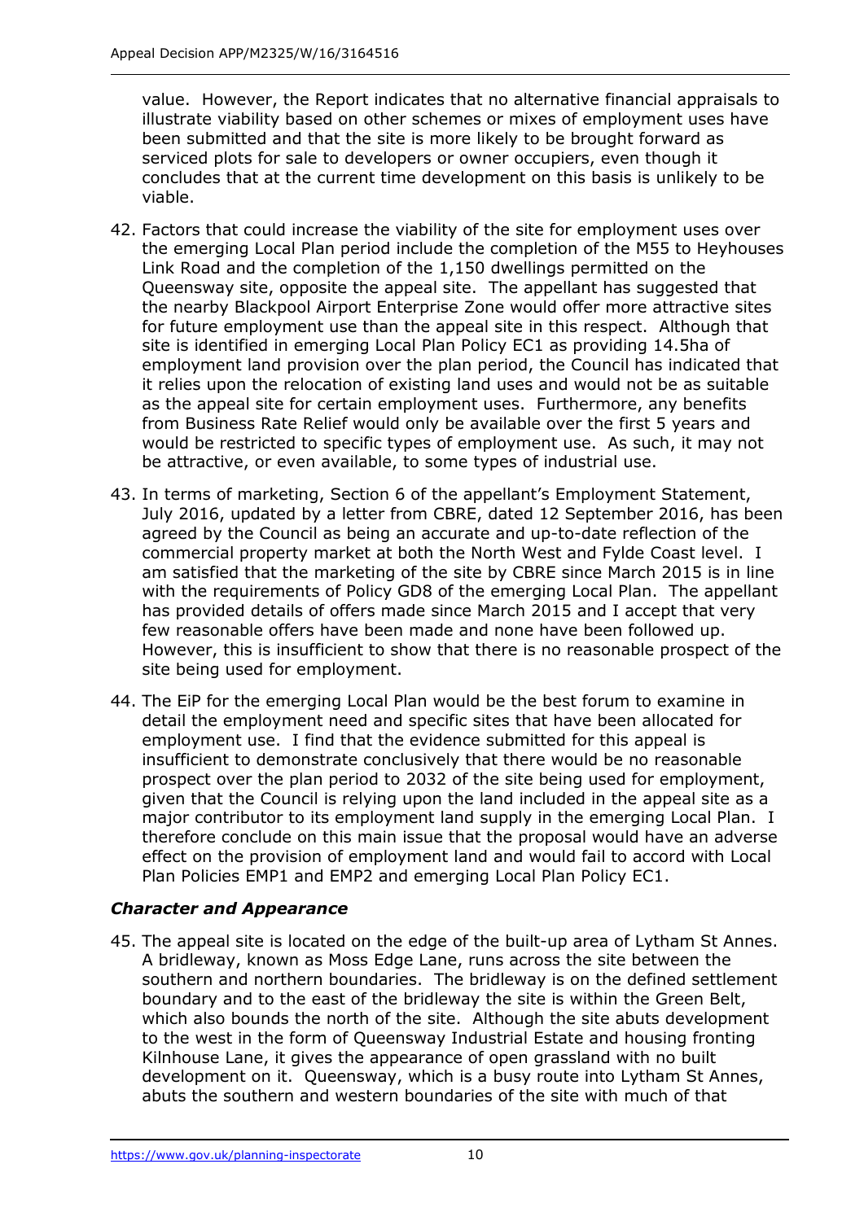value. However, the Report indicates that no alternative financial appraisals to illustrate viability based on other schemes or mixes of employment uses have been submitted and that the site is more likely to be brought forward as serviced plots for sale to developers or owner occupiers, even though it concludes that at the current time development on this basis is unlikely to be viable.

42. Factors that could increase the viability of the site for employment uses over the emerging Local Plan period include the completion of the M55 to Heyhouses Link Road and the completion of the 1,150 dwellings permitted on the Queensway site, opposite the appeal site. The appellant has suggested that the nearby Blackpool Airport Enterprise Zone would offer more attractive sites for future employment use than the appeal site in this respect. Although that site is identified in emerging Local Plan Policy EC1 as providing 14.5ha of employment land provision over the plan period, the Council has indicated that it relies upon the relocation of existing land uses and would not be as suitable as the appeal site for certain employment uses. Furthermore, any benefits from Business Rate Relief would only be available over the first 5 years and would be restricted to specific types of employment use. As such, it may not be attractive, or even available, to some types of industrial use.

43. In terms of marketing, Section 6 of the appellant's Employment Statement, July 2016, updated by a letter from CBRE, dated 12 September 2016, has been agreed by the Council as being an accurate and up-to-date reflection of the commercial property market at both the North West and Fylde Coast level. I am satisfied that the marketing of the site by CBRE since March 2015 is in line with the requirements of Policy GD8 of the emerging Local Plan. The appellant has provided details of offers made since March 2015 and I accept that very few reasonable offers have been made and none have been followed up. However, this is insufficient to show that there is no reasonable prospect of the site being used for employment.

44. The EiP for the emerging Local Plan would be the best forum to examine in detail the employment need and specific sites that have been allocated for employment use. I find that the evidence submitted for this appeal is insufficient to demonstrate conclusively that there would be no reasonable prospect over the plan period to 2032 of the site being used for employment, given that the Council is relying upon the land included in the appeal site as a major contributor to its employment land supply in the emerging Local Plan. I therefore conclude on this main issue that the proposal would have an adverse effect on the provision of employment land and would fail to accord with Local Plan Policies EMP1 and EMP2 and emerging Local Plan Policy EC1.

### *Character and Appearance*

45. The appeal site is located on the edge of the built-up area of Lytham St Annes. A bridleway, known as Moss Edge Lane, runs across the site between the southern and northern boundaries. The bridleway is on the defined settlement boundary and to the east of the bridleway the site is within the Green Belt, which also bounds the north of the site. Although the site abuts development to the west in the form of Queensway Industrial Estate and housing fronting Kilnhouse Lane, it gives the appearance of open grassland with no built development on it. Queensway, which is a busy route into Lytham St Annes, abuts the southern and western boundaries of the site with much of that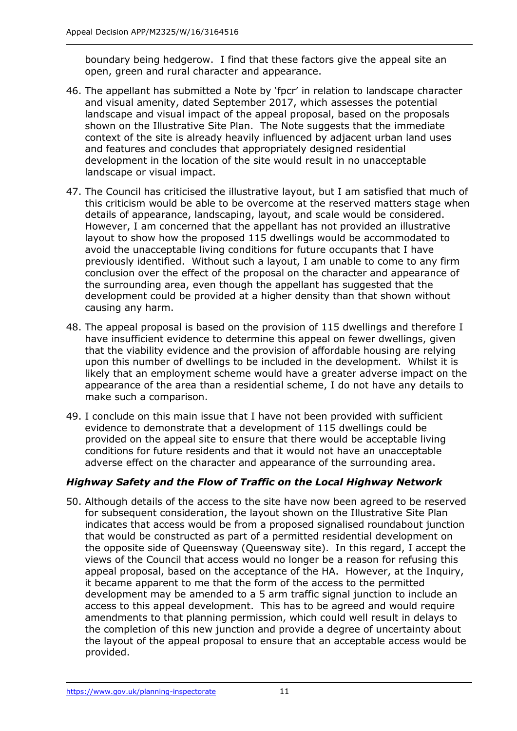boundary being hedgerow. I find that these factors give the appeal site an open, green and rural character and appearance.

46. The appellant has submitted a Note by 'fpcr' in relation to landscape character and visual amenity, dated September 2017, which assesses the potential landscape and visual impact of the appeal proposal, based on the proposals shown on the Illustrative Site Plan. The Note suggests that the immediate context of the site is already heavily influenced by adjacent urban land uses and features and concludes that appropriately designed residential development in the location of the site would result in no unacceptable landscape or visual impact.

47. The Council has criticised the illustrative layout, but I am satisfied that much of this criticism would be able to be overcome at the reserved matters stage when details of appearance, landscaping, layout, and scale would be considered. However, I am concerned that the appellant has not provided an illustrative layout to show how the proposed 115 dwellings would be accommodated to avoid the unacceptable living conditions for future occupants that I have previously identified. Without such a layout, I am unable to come to any firm conclusion over the effect of the proposal on the character and appearance of the surrounding area, even though the appellant has suggested that the development could be provided at a higher density than that shown without causing any harm.

48. The appeal proposal is based on the provision of 115 dwellings and therefore I have insufficient evidence to determine this appeal on fewer dwellings, given that the viability evidence and the provision of affordable housing are relying upon this number of dwellings to be included in the development. Whilst it is likely that an employment scheme would have a greater adverse impact on the appearance of the area than a residential scheme, I do not have any details to make such a comparison.

49. I conclude on this main issue that I have not been provided with sufficient evidence to demonstrate that a development of 115 dwellings could be provided on the appeal site to ensure that there would be acceptable living conditions for future residents and that it would not have an unacceptable adverse effect on the character and appearance of the surrounding area.

### *Highway Safety and the Flow of Traffic on the Local Highway Network*

50. Although details of the access to the site have now been agreed to be reserved for subsequent consideration, the layout shown on the Illustrative Site Plan indicates that access would be from a proposed signalised roundabout junction that would be constructed as part of a permitted residential development on the opposite side of Queensway (Queensway site). In this regard, I accept the views of the Council that access would no longer be a reason for refusing this appeal proposal, based on the acceptance of the HA. However, at the Inquiry, it became apparent to me that the form of the access to the permitted development may be amended to a 5 arm traffic signal junction to include an access to this appeal development. This has to be agreed and would require amendments to that planning permission, which could well result in delays to the completion of this new junction and provide a degree of uncertainty about the layout of the appeal proposal to ensure that an acceptable access would be provided.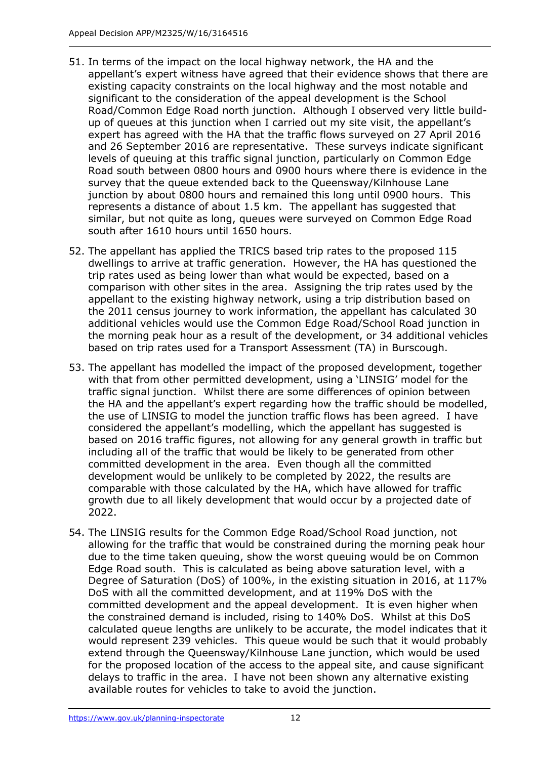51. In terms of the impact on the local highway network, the HA and the appellant's expert witness have agreed that their evidence shows that there are existing capacity constraints on the local highway and the most notable and significant to the consideration of the appeal development is the School Road/Common Edge Road north junction. Although I observed very little build-up of queues at this junction when I carried out my site visit, the appellant's expert has agreed with the HA that the traffic flows surveyed on 27 April 2016 and 26 September 2016 are representative. These surveys indicate significant levels of queuing at this traffic signal junction, particularly on Common Edge Road south between 0800 hours and 0900 hours where there is evidence in the survey that the queue extended back to the Queensway/Kilnhouse Lane junction by about 0800 hours and remained this long until 0900 hours. This represents a distance of about 1.5 km. The appellant has suggested that similar, but not quite as long, queues were surveyed on Common Edge Road south after 1610 hours until 1650 hours.

52. The appellant has applied the TRICS based trip rates to the proposed 115 dwellings to arrive at traffic generation. However, the HA has questioned the trip rates used as being lower than what would be expected, based on a comparison with other sites in the area. Assigning the trip rates used by the appellant to the existing highway network, using a trip distribution based on the 2011 census journey to work information, the appellant has calculated 30 additional vehicles would use the Common Edge Road/School Road junction in the morning peak hour as a result of the development, or 34 additional vehicles based on trip rates used for a Transport Assessment (TA) in Burscough.

53. The appellant has modelled the impact of the proposed development, together with that from other permitted development, using a 'LINSIG' model for the traffic signal junction. Whilst there are some differences of opinion between the HA and the appellant's expert regarding how the traffic should be modelled, the use of LINSIG to model the junction traffic flows has been agreed. I have considered the appellant's modelling, which the appellant has suggested is based on 2016 traffic figures, not allowing for any general growth in traffic but including all of the traffic that would be likely to be generated from other committed development in the area. Even though all the committed development would be unlikely to be completed by 2022, the results are comparable with those calculated by the HA, which have allowed for traffic growth due to all likely development that would occur by a projected date of 2022.

54. The LINSIG results for the Common Edge Road/School Road junction, not allowing for the traffic that would be constrained during the morning peak hour due to the time taken queuing, show the worst queuing would be on Common Edge Road south. This is calculated as being above saturation level, with a Degree of Saturation (DoS) of 100%, in the existing situation in 2016, at 117% DoS with all the committed development, and at 119% DoS with the committed development and the appeal development. It is even higher when the constrained demand is included, rising to 140% DoS. Whilst at this DoS calculated queue lengths are unlikely to be accurate, the model indicates that it would represent 239 vehicles. This queue would be such that it would probably extend through the Queensway/Kilnhouse Lane junction, which would be used for the proposed location of the access to the appeal site, and cause significant delays to traffic in the area. I have not been shown any alternative existing available routes for vehicles to take to avoid the junction.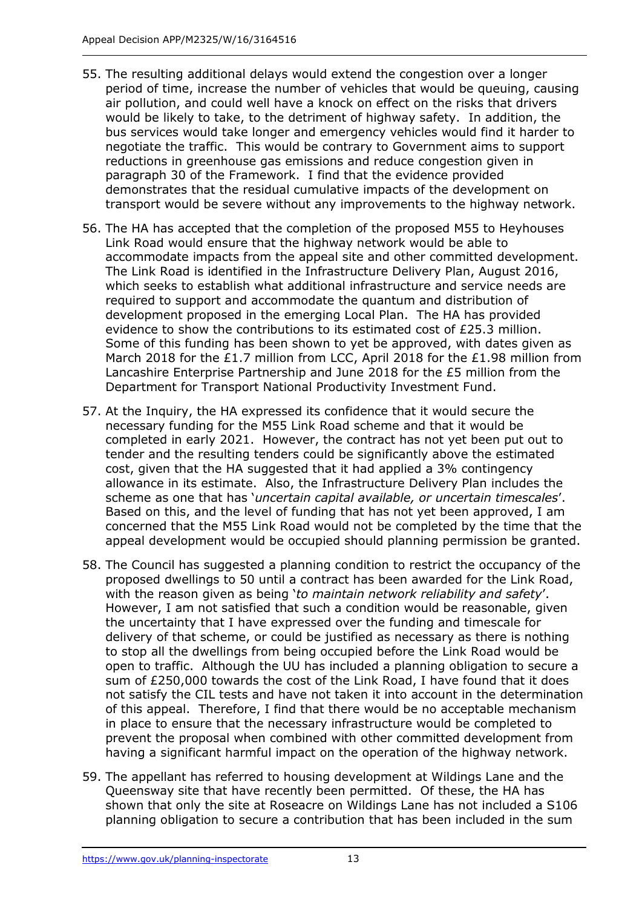55. The resulting additional delays would extend the congestion over a longer period of time, increase the number of vehicles that would be queuing, causing air pollution, and could well have a knock on effect on the risks that drivers would be likely to take, to the detriment of highway safety. In addition, the bus services would take longer and emergency vehicles would find it harder to negotiate the traffic. This would be contrary to Government aims to support reductions in greenhouse gas emissions and reduce congestion given in paragraph 30 of the Framework. I find that the evidence provided demonstrates that the residual cumulative impacts of the development on transport would be severe without any improvements to the highway network.

56. The HA has accepted that the completion of the proposed M55 to Heyhouses Link Road would ensure that the highway network would be able to accommodate impacts from the appeal site and other committed development. The Link Road is identified in the Infrastructure Delivery Plan, August 2016, which seeks to establish what additional infrastructure and service needs are required to support and accommodate the quantum and distribution of development proposed in the emerging Local Plan. The HA has provided evidence to show the contributions to its estimated cost of £25.3 million. Some of this funding has been shown to yet be approved, with dates given as March 2018 for the £1.7 million from LCC, April 2018 for the £1.98 million from Lancashire Enterprise Partnership and June 2018 for the £5 million from the Department for Transport National Productivity Investment Fund.

57. At the Inquiry, the HA expressed its confidence that it would secure the necessary funding for the M55 Link Road scheme and that it would be completed in early 2021. However, the contract has not yet been put out to tender and the resulting tenders could be significantly above the estimated cost, given that the HA suggested that it had applied a 3% contingency allowance in its estimate. Also, the Infrastructure Delivery Plan includes the scheme as one that has '*uncertain capital available, or uncertain timescales*'. Based on this, and the level of funding that has not yet been approved, I am concerned that the M55 Link Road would not be completed by the time that the appeal development would be occupied should planning permission be granted.

58. The Council has suggested a planning condition to restrict the occupancy of the proposed dwellings to 50 until a contract has been awarded for the Link Road, with the reason given as being '*to maintain network reliability and safety*'. However, I am not satisfied that such a condition would be reasonable, given the uncertainty that I have expressed over the funding and timescale for delivery of that scheme, or could be justified as necessary as there is nothing to stop all the dwellings from being occupied before the Link Road would be open to traffic. Although the UU has included a planning obligation to secure a sum of £250,000 towards the cost of the Link Road, I have found that it does not satisfy the CIL tests and have not taken it into account in the determination of this appeal. Therefore, I find that there would be no acceptable mechanism in place to ensure that the necessary infrastructure would be completed to prevent the proposal when combined with other committed development from having a significant harmful impact on the operation of the highway network.

59. The appellant has referred to housing development at Wildings Lane and the Queensway site that have recently been permitted. Of these, the HA has shown that only the site at Roseacre on Wildings Lane has not included a S106 planning obligation to secure a contribution that has been included in the sum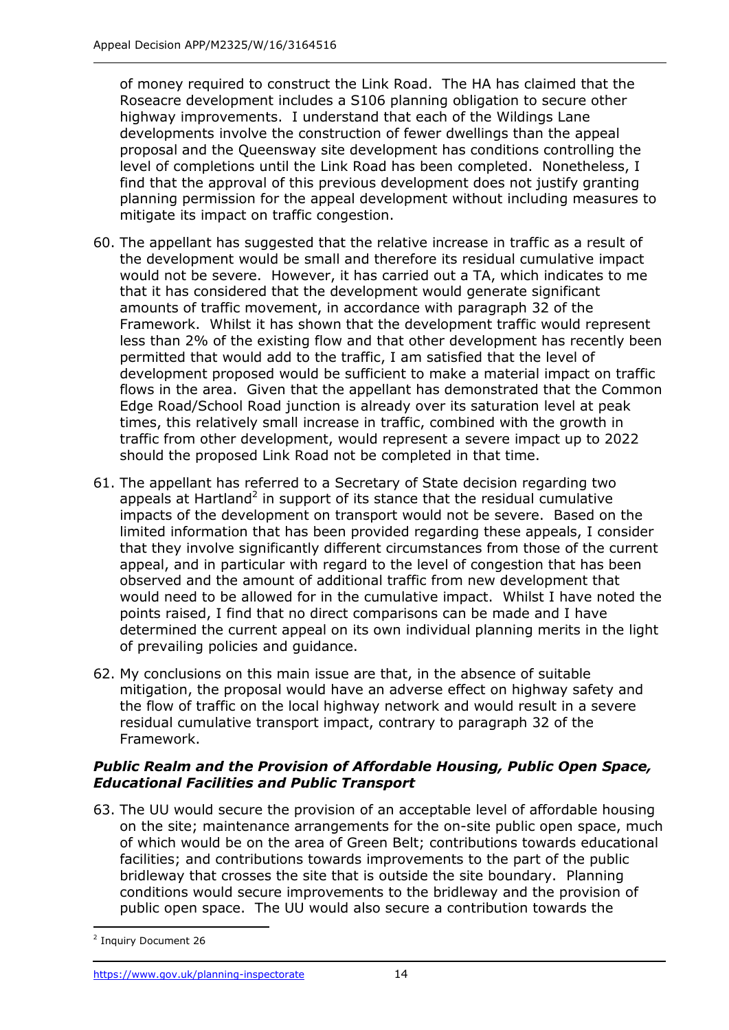of money required to construct the Link Road. The HA has claimed that the Roseacre development includes a S106 planning obligation to secure other highway improvements. I understand that each of the Wildings Lane developments involve the construction of fewer dwellings than the appeal proposal and the Queensway site development has conditions controlling the level of completions until the Link Road has been completed. Nonetheless, I find that the approval of this previous development does not justify granting planning permission for the appeal development without including measures to mitigate its impact on traffic congestion.

60. The appellant has suggested that the relative increase in traffic as a result of the development would be small and therefore its residual cumulative impact would not be severe. However, it has carried out a TA, which indicates to me that it has considered that the development would generate significant amounts of traffic movement, in accordance with paragraph 32 of the Framework. Whilst it has shown that the development traffic would represent less than 2% of the existing flow and that other development has recently been permitted that would add to the traffic, I am satisfied that the level of development proposed would be sufficient to make a material impact on traffic flows in the area. Given that the appellant has demonstrated that the Common Edge Road/School Road junction is already over its saturation level at peak times, this relatively small increase in traffic, combined with the growth in traffic from other development, would represent a severe impact up to 2022 should the proposed Link Road not be completed in that time.

61. The appellant has referred to a Secretary of State decision regarding two appeals at Hartland[2] in support of its stance that the residual cumulative impacts of the development on transport would not be severe. Based on the limited information that has been provided regarding these appeals, I consider that they involve significantly different circumstances from those of the current appeal, and in particular with regard to the level of congestion that has been observed and the amount of additional traffic from new development that would need to be allowed for in the cumulative impact. Whilst I have noted the points raised, I find that no direct comparisons can be made and I have determined the current appeal on its own individual planning merits in the light of prevailing policies and guidance.

62. My conclusions on this main issue are that, in the absence of suitable mitigation, the proposal would have an adverse effect on highway safety and the flow of traffic on the local highway network and would result in a severe residual cumulative transport impact, contrary to paragraph 32 of the Framework.

### *Public Realm and the Provision of Affordable Housing, Public Open Space, Educational Facilities and Public Transport*

63. The UU would secure the provision of an acceptable level of affordable housing on the site; maintenance arrangements for the on-site public open space, much of which would be on the area of Green Belt; contributions towards educational facilities; and contributions towards improvements to the part of the public bridleway that crosses the site that is outside the site boundary. Planning conditions would secure improvements to the bridleway and the provision of public open space. The UU would also secure a contribution towards the

[2] Inquiry Document 26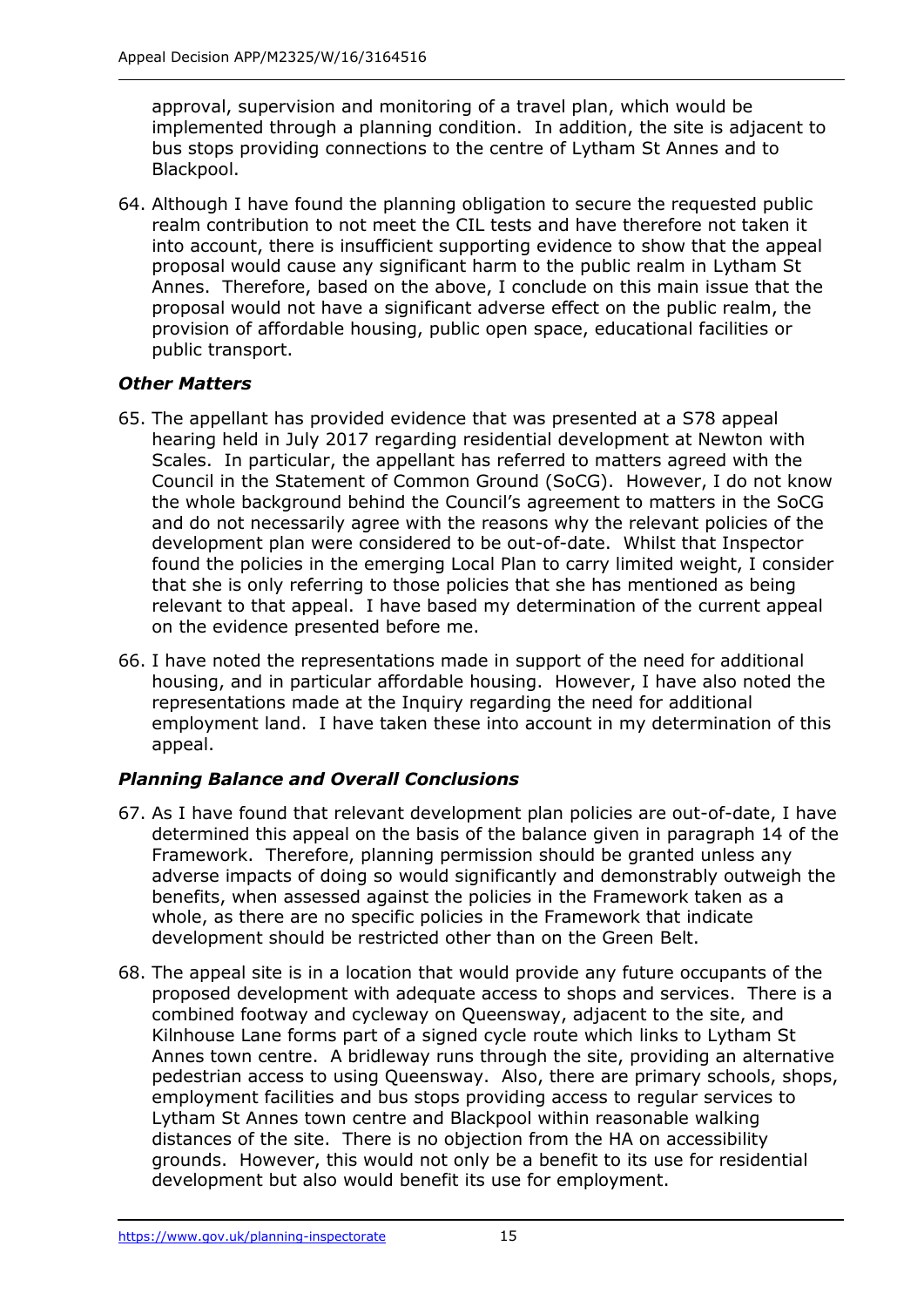approval, supervision and monitoring of a travel plan, which would be implemented through a planning condition. In addition, the site is adjacent to bus stops providing connections to the centre of Lytham St Annes and to Blackpool.

64. Although I have found the planning obligation to secure the requested public realm contribution to not meet the CIL tests and have therefore not taken it into account, there is insufficient supporting evidence to show that the appeal proposal would cause any significant harm to the public realm in Lytham St Annes. Therefore, based on the above, I conclude on this main issue that the proposal would not have a significant adverse effect on the public realm, the provision of affordable housing, public open space, educational facilities or public transport.

### *Other Matters*

65. The appellant has provided evidence that was presented at a S78 appeal hearing held in July 2017 regarding residential development at Newton with Scales. In particular, the appellant has referred to matters agreed with the Council in the Statement of Common Ground (SoCG). However, I do not know the whole background behind the Council's agreement to matters in the SoCG and do not necessarily agree with the reasons why the relevant policies of the development plan were considered to be out-of-date. Whilst that Inspector found the policies in the emerging Local Plan to carry limited weight, I consider that she is only referring to those policies that she has mentioned as being relevant to that appeal. I have based my determination of the current appeal on the evidence presented before me.

66. I have noted the representations made in support of the need for additional housing, and in particular affordable housing. However, I have also noted the representations made at the Inquiry regarding the need for additional employment land. I have taken these into account in my determination of this appeal.

### *Planning Balance and Overall Conclusions*

67. As I have found that relevant development plan policies are out-of-date, I have determined this appeal on the basis of the balance given in paragraph 14 of the Framework. Therefore, planning permission should be granted unless any adverse impacts of doing so would significantly and demonstrably outweigh the benefits, when assessed against the policies in the Framework taken as a whole, as there are no specific policies in the Framework that indicate development should be restricted other than on the Green Belt.

68. The appeal site is in a location that would provide any future occupants of the proposed development with adequate access to shops and services. There is a combined footway and cycleway on Queensway, adjacent to the site, and Kilnhouse Lane forms part of a signed cycle route which links to Lytham St Annes town centre. A bridleway runs through the site, providing an alternative pedestrian access to using Queensway. Also, there are primary schools, shops, employment facilities and bus stops providing access to regular services to Lytham St Annes town centre and Blackpool within reasonable walking distances of the site. There is no objection from the HA on accessibility grounds. However, this would not only be a benefit to its use for residential development but also would benefit its use for employment.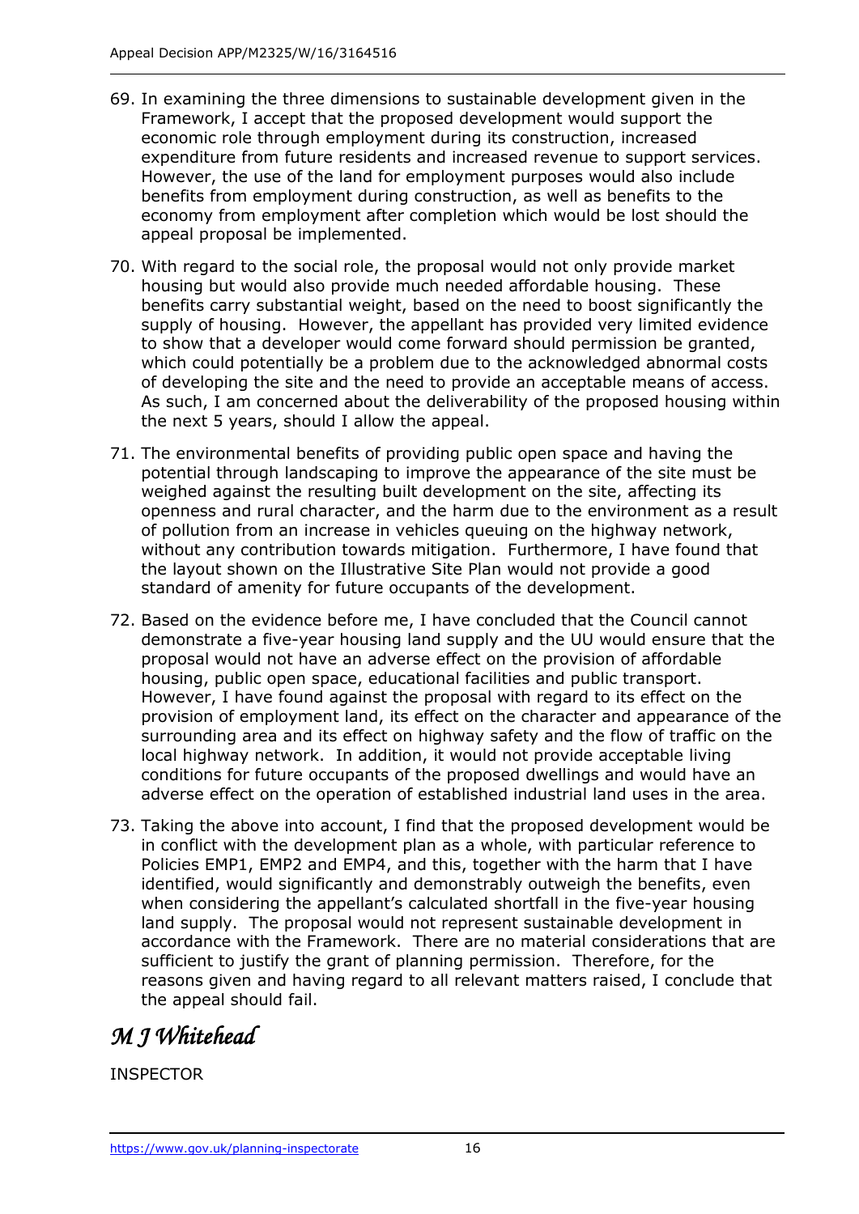69. In examining the three dimensions to sustainable development given in the Framework, I accept that the proposed development would support the economic role through employment during its construction, increased expenditure from future residents and increased revenue to support services. However, the use of the land for employment purposes would also include benefits from employment during construction, as well as benefits to the economy from employment after completion which would be lost should the appeal proposal be implemented.

70. With regard to the social role, the proposal would not only provide market housing but would also provide much needed affordable housing. These benefits carry substantial weight, based on the need to boost significantly the supply of housing. However, the appellant has provided very limited evidence to show that a developer would come forward should permission be granted, which could potentially be a problem due to the acknowledged abnormal costs of developing the site and the need to provide an acceptable means of access. As such, I am concerned about the deliverability of the proposed housing within the next 5 years, should I allow the appeal.

71. The environmental benefits of providing public open space and having the potential through landscaping to improve the appearance of the site must be weighed against the resulting built development on the site, affecting its openness and rural character, and the harm due to the environment as a result of pollution from an increase in vehicles queuing on the highway network, without any contribution towards mitigation. Furthermore, I have found that the layout shown on the Illustrative Site Plan would not provide a good standard of amenity for future occupants of the development.

72. Based on the evidence before me, I have concluded that the Council cannot demonstrate a five-year housing land supply and the UU would ensure that the proposal would not have an adverse effect on the provision of affordable housing, public open space, educational facilities and public transport. However, I have found against the proposal with regard to its effect on the provision of employment land, its effect on the character and appearance of the surrounding area and its effect on highway safety and the flow of traffic on the local highway network. In addition, it would not provide acceptable living conditions for future occupants of the proposed dwellings and would have an adverse effect on the operation of established industrial land uses in the area.

73. Taking the above into account, I find that the proposed development would be in conflict with the development plan as a whole, with particular reference to Policies EMP1, EMP2 and EMP4, and this, together with the harm that I have identified, would significantly and demonstrably outweigh the benefits, even when considering the appellant's calculated shortfall in the five-year housing land supply. The proposal would not represent sustainable development in accordance with the Framework. There are no material considerations that are sufficient to justify the grant of planning permission. Therefore, for the reasons given and having regard to all relevant matters raised, I conclude that the appeal should fail.

*M J Whitehead*

INSPECTOR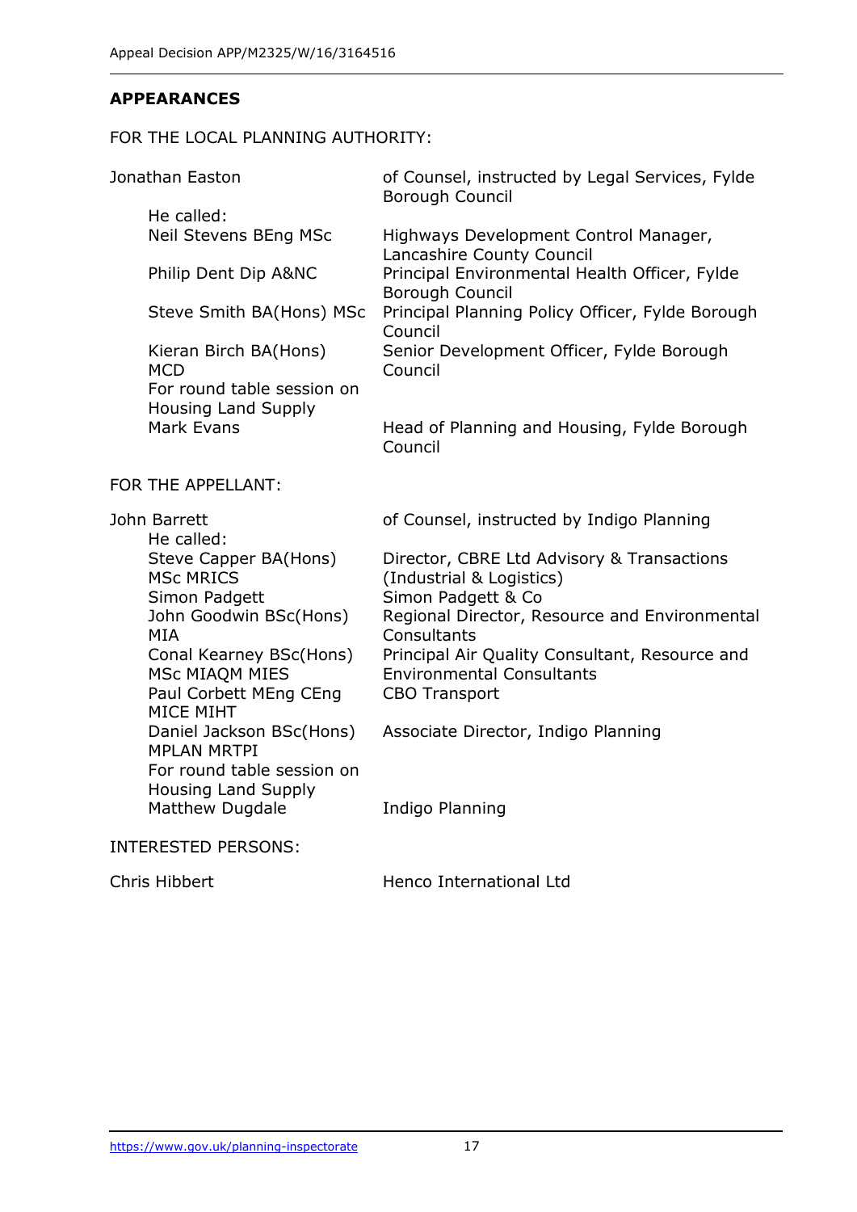## APPEARANCES

FOR THE LOCAL PLANNING AUTHORITY:

| | |
|---|---|
| Jonathan Easton | of Counsel, instructed by Legal Services, Fylde Borough Council |
| He called: | |
| Neil Stevens BEng MSc | Highways Development Control Manager, Lancashire County Council |
| Philip Dent Dip A&NC | Principal Environmental Health Officer, Fylde Borough Council |
| Steve Smith BA(Hons) MSc | Principal Planning Policy Officer, Fylde Borough Council |
| Kieran Birch BA(Hons) MCD | Senior Development Officer, Fylde Borough Council |
| For round table session on Housing Land Supply | |
| Mark Evans | Head of Planning and Housing, Fylde Borough Council |

FOR THE APPELLANT:

| | |
|---|---|
| John Barrett | of Counsel, instructed by Indigo Planning |
| He called: | |
| Steve Capper BA(Hons) MSc MRICS | Director, CBRE Ltd Advisory & Transactions (Industrial & Logistics) |
| Simon Padgett | Simon Padgett & Co |
| John Goodwin BSc(Hons) MIA | Regional Director, Resource and Environmental Consultants |
| Conal Kearney BSc(Hons) MSc MIAQM MIES | Principal Air Quality Consultant, Resource and Environmental Consultants |
| Paul Corbett MEng CEng MICE MIHT | CBO Transport |
| Daniel Jackson BSc(Hons) MPLAN MRTPI | Associate Director, Indigo Planning |
| For round table session on Housing Land Supply | |
| Matthew Dugdale | Indigo Planning |

INTERESTED PERSONS:

| | |
|---|---|
| Chris Hibbert | Henco International Ltd |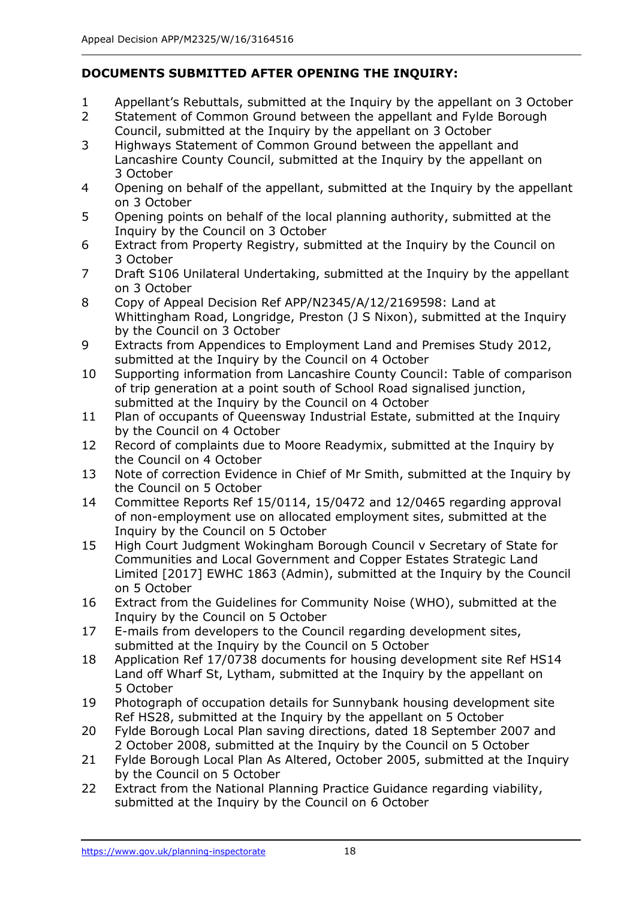**DOCUMENTS SUBMITTED AFTER OPENING THE INQUIRY:**

1. Appellant's Rebuttals, submitted at the Inquiry by the appellant on 3 October
2. Statement of Common Ground between the appellant and Fylde Borough Council, submitted at the Inquiry by the appellant on 3 October
3. Highways Statement of Common Ground between the appellant and Lancashire County Council, submitted at the Inquiry by the appellant on 3 October
4. Opening on behalf of the appellant, submitted at the Inquiry by the appellant on 3 October
5. Opening points on behalf of the local planning authority, submitted at the Inquiry by the Council on 3 October
6. Extract from Property Registry, submitted at the Inquiry by the Council on 3 October
7. Draft S106 Unilateral Undertaking, submitted at the Inquiry by the appellant on 3 October
8. Copy of Appeal Decision Ref APP/N2345/A/12/2169598: Land at Whittingham Road, Longridge, Preston (J S Nixon), submitted at the Inquiry by the Council on 3 October
9. Extracts from Appendices to Employment Land and Premises Study 2012, submitted at the Inquiry by the Council on 4 October
10. Supporting information from Lancashire County Council: Table of comparison of trip generation at a point south of School Road signalised junction, submitted at the Inquiry by the Council on 4 October
11. Plan of occupants of Queensway Industrial Estate, submitted at the Inquiry by the Council on 4 October
12. Record of complaints due to Moore Readymix, submitted at the Inquiry by the Council on 4 October
13. Note of correction Evidence in Chief of Mr Smith, submitted at the Inquiry by the Council on 5 October
14. Committee Reports Ref 15/0114, 15/0472 and 12/0465 regarding approval of non-employment use on allocated employment sites, submitted at the Inquiry by the Council on 5 October
15. High Court Judgment Wokingham Borough Council v Secretary of State for Communities and Local Government and Copper Estates Strategic Land Limited [2017] EWHC 1863 (Admin), submitted at the Inquiry by the Council on 5 October
16. Extract from the Guidelines for Community Noise (WHO), submitted at the Inquiry by the Council on 5 October
17. E-mails from developers to the Council regarding development sites, submitted at the Inquiry by the Council on 5 October
18. Application Ref 17/0738 documents for housing development site Ref HS14 Land off Wharf St, Lytham, submitted at the Inquiry by the appellant on 5 October
19. Photograph of occupation details for Sunnybank housing development site Ref HS28, submitted at the Inquiry by the appellant on 5 October
20. Fylde Borough Local Plan saving directions, dated 18 September 2007 and 2 October 2008, submitted at the Inquiry by the Council on 5 October
21. Fylde Borough Local Plan As Altered, October 2005, submitted at the Inquiry by the Council on 5 October
22. Extract from the National Planning Practice Guidance regarding viability, submitted at the Inquiry by the Council on 6 October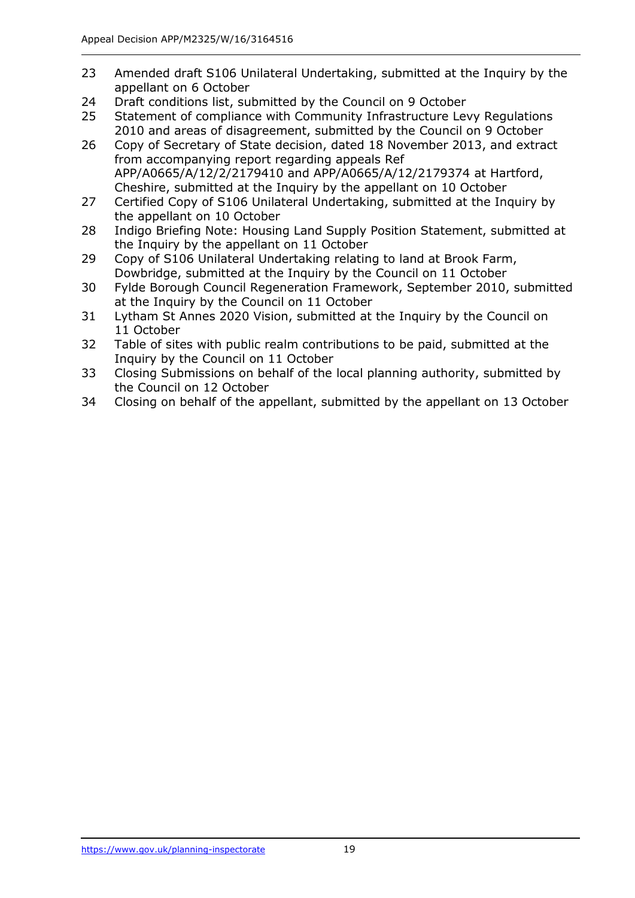23 Amended draft S106 Unilateral Undertaking, submitted at the Inquiry by the appellant on 6 October
24 Draft conditions list, submitted by the Council on 9 October
25 Statement of compliance with Community Infrastructure Levy Regulations 2010 and areas of disagreement, submitted by the Council on 9 October
26 Copy of Secretary of State decision, dated 18 November 2013, and extract from accompanying report regarding appeals Ref APP/A0665/A/12/2179410 and APP/A0665/A/12/2179374 at Hartford, Cheshire, submitted at the Inquiry by the appellant on 10 October
27 Certified Copy of S106 Unilateral Undertaking, submitted at the Inquiry by the appellant on 10 October
28 Indigo Briefing Note: Housing Land Supply Position Statement, submitted at the Inquiry by the appellant on 11 October
29 Copy of S106 Unilateral Undertaking relating to land at Brook Farm, Dowbridge, submitted at the Inquiry by the Council on 11 October
30 Fylde Borough Council Regeneration Framework, September 2010, submitted at the Inquiry by the Council on 11 October
31 Lytham St Annes 2020 Vision, submitted at the Inquiry by the Council on 11 October
32 Table of sites with public realm contributions to be paid, submitted at the Inquiry by the Council on 11 October
33 Closing Submissions on behalf of the local planning authority, submitted by the Council on 12 October
34 Closing on behalf of the appellant, submitted by the appellant on 13 October